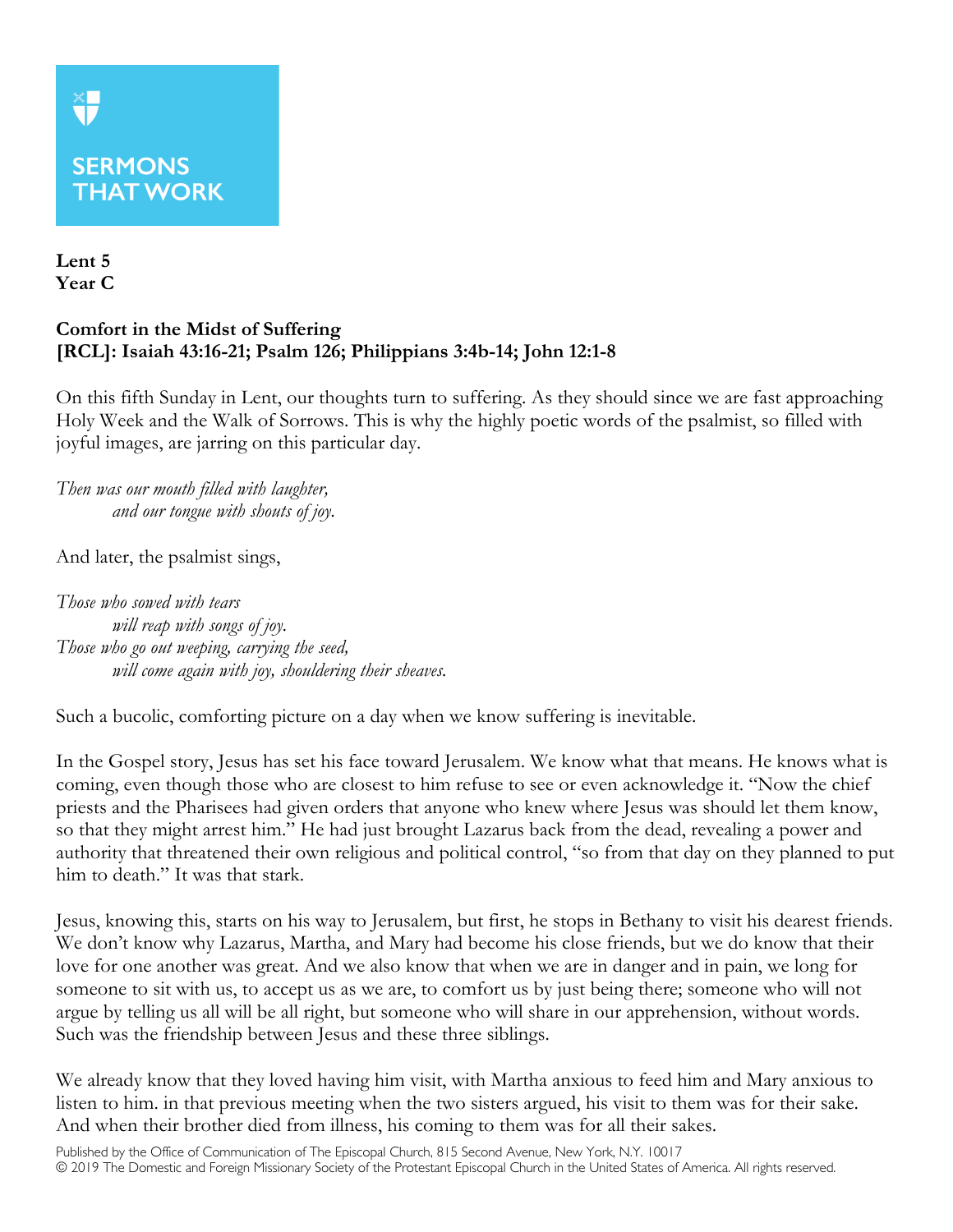SERMONS THAT WORK

**Lent 5**
**Year C**

## Comfort in the Midst of Suffering
**[RCL]: Isaiah 43:16-21; Psalm 126; Philippians 3:4b-14; John 12:1-8**

On this fifth Sunday in Lent, our thoughts turn to suffering. As they should since we are fast approaching Holy Week and the Walk of Sorrows. This is why the highly poetic words of the psalmist, so filled with joyful images, are jarring on this particular day.

*Then was our mouth filled with laughter,*
*and our tongue with shouts of joy.*

And later, the psalmist sings,

*Those who sowed with tears*
*will reap with songs of joy.*
*Those who go out weeping, carrying the seed,*
*will come again with joy, shouldering their sheaves.*

Such a bucolic, comforting picture on a day when we know suffering is inevitable.

In the Gospel story, Jesus has set his face toward Jerusalem. We know what that means. He knows what is coming, even though those who are closest to him refuse to see or even acknowledge it. "Now the chief priests and the Pharisees had given orders that anyone who knew where Jesus was should let them know, so that they might arrest him." He had just brought Lazarus back from the dead, revealing a power and authority that threatened their own religious and political control, "so from that day on they planned to put him to death." It was that stark.

Jesus, knowing this, starts on his way to Jerusalem, but first, he stops in Bethany to visit his dearest friends. We don't know why Lazarus, Martha, and Mary had become his close friends, but we do know that their love for one another was great. And we also know that when we are in danger and in pain, we long for someone to sit with us, to accept us as we are, to comfort us by just being there; someone who will not argue by telling us all will be all right, but someone who will share in our apprehension, without words. Such was the friendship between Jesus and these three siblings.

We already know that they loved having him visit, with Martha anxious to feed him and Mary anxious to listen to him. in that previous meeting when the two sisters argued, his visit to them was for their sake. And when their brother died from illness, his coming to them was for all their sakes.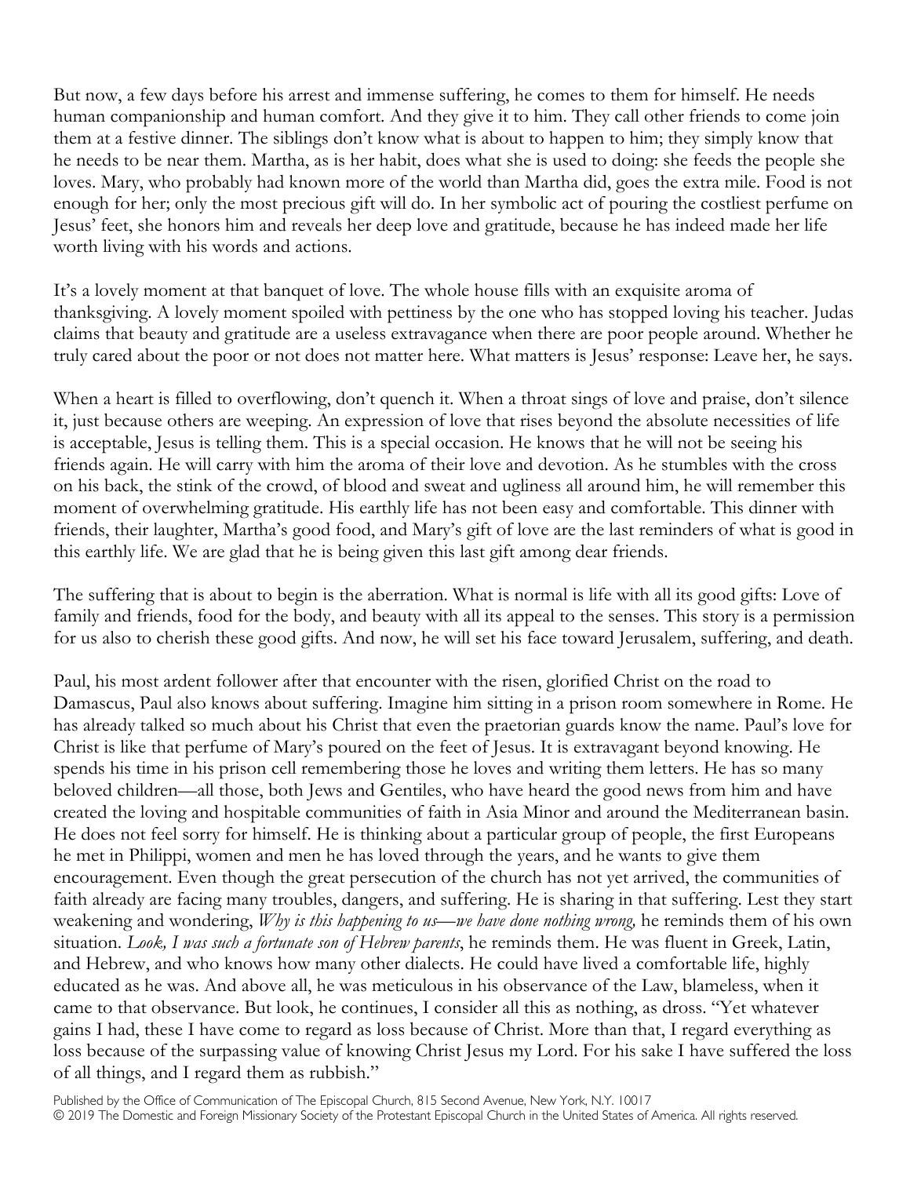But now, a few days before his arrest and immense suffering, he comes to them for himself. He needs human companionship and human comfort. And they give it to him. They call other friends to come join them at a festive dinner. The siblings don't know what is about to happen to him; they simply know that he needs to be near them. Martha, as is her habit, does what she is used to doing: she feeds the people she loves. Mary, who probably had known more of the world than Martha did, goes the extra mile. Food is not enough for her; only the most precious gift will do. In her symbolic act of pouring the costliest perfume on Jesus' feet, she honors him and reveals her deep love and gratitude, because he has indeed made her life worth living with his words and actions.

It's a lovely moment at that banquet of love. The whole house fills with an exquisite aroma of thanksgiving. A lovely moment spoiled with pettiness by the one who has stopped loving his teacher. Judas claims that beauty and gratitude are a useless extravagance when there are poor people around. Whether he truly cared about the poor or not does not matter here. What matters is Jesus' response: Leave her, he says.

When a heart is filled to overflowing, don't quench it. When a throat sings of love and praise, don't silence it, just because others are weeping. An expression of love that rises beyond the absolute necessities of life is acceptable, Jesus is telling them. This is a special occasion. He knows that he will not be seeing his friends again. He will carry with him the aroma of their love and devotion. As he stumbles with the cross on his back, the stink of the crowd, of blood and sweat and ugliness all around him, he will remember this moment of overwhelming gratitude. His earthly life has not been easy and comfortable. This dinner with friends, their laughter, Martha's good food, and Mary's gift of love are the last reminders of what is good in this earthly life. We are glad that he is being given this last gift among dear friends.

The suffering that is about to begin is the aberration. What is normal is life with all its good gifts: Love of family and friends, food for the body, and beauty with all its appeal to the senses. This story is a permission for us also to cherish these good gifts. And now, he will set his face toward Jerusalem, suffering, and death.

Paul, his most ardent follower after that encounter with the risen, glorified Christ on the road to Damascus, Paul also knows about suffering. Imagine him sitting in a prison room somewhere in Rome. He has already talked so much about his Christ that even the praetorian guards know the name. Paul's love for Christ is like that perfume of Mary's poured on the feet of Jesus. It is extravagant beyond knowing. He spends his time in his prison cell remembering those he loves and writing them letters. He has so many beloved children—all those, both Jews and Gentiles, who have heard the good news from him and have created the loving and hospitable communities of faith in Asia Minor and around the Mediterranean basin. He does not feel sorry for himself. He is thinking about a particular group of people, the first Europeans he met in Philippi, women and men he has loved through the years, and he wants to give them encouragement. Even though the great persecution of the church has not yet arrived, the communities of faith already are facing many troubles, dangers, and suffering. He is sharing in that suffering. Lest they start weakening and wondering, *Why is this happening to us—we have done nothing wrong,* he reminds them of his own situation. *Look, I was such a fortunate son of Hebrew parents*, he reminds them. He was fluent in Greek, Latin, and Hebrew, and who knows how many other dialects. He could have lived a comfortable life, highly educated as he was. And above all, he was meticulous in his observance of the Law, blameless, when it came to that observance. But look, he continues, I consider all this as nothing, as dross. "Yet whatever gains I had, these I have come to regard as loss because of Christ. More than that, I regard everything as loss because of the surpassing value of knowing Christ Jesus my Lord. For his sake I have suffered the loss of all things, and I regard them as rubbish."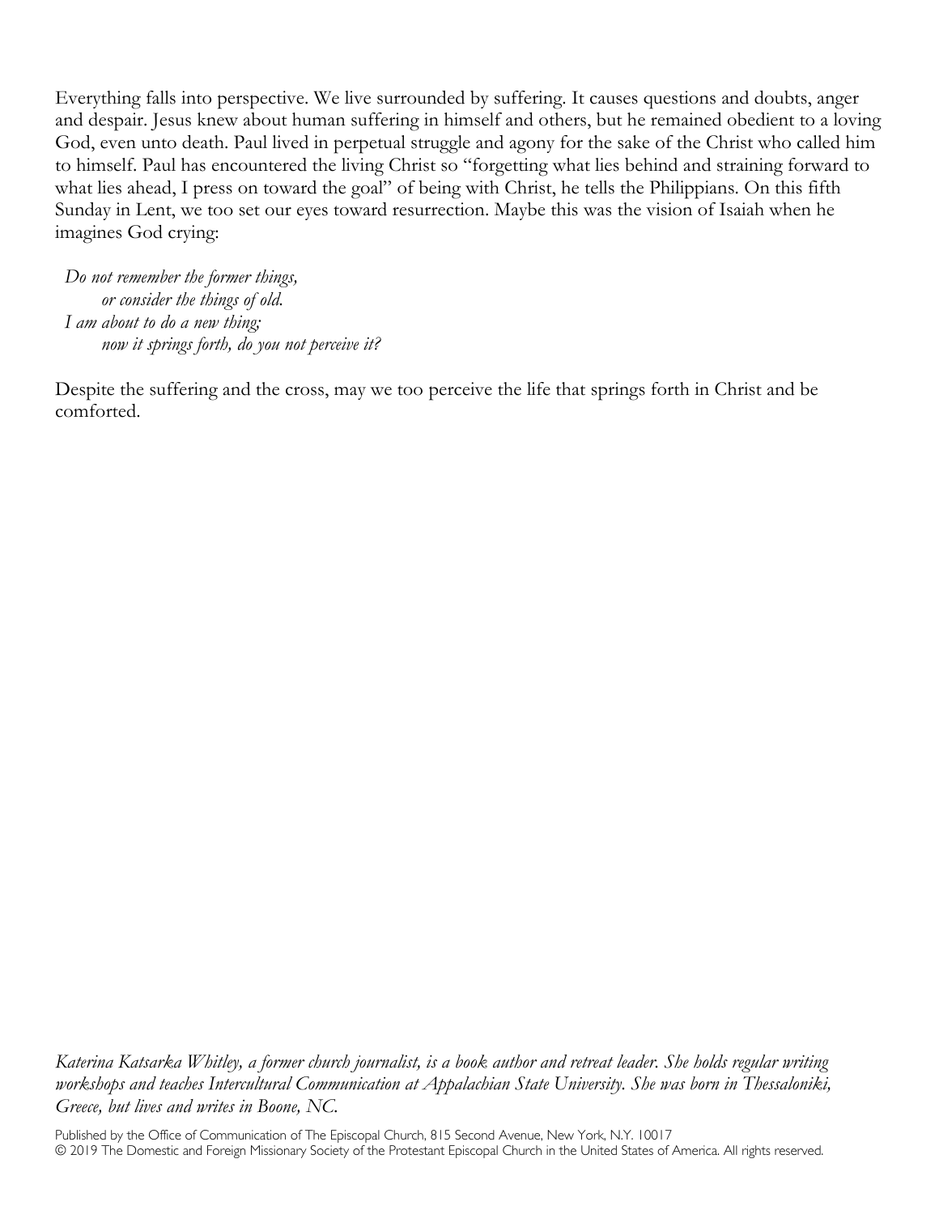Everything falls into perspective. We live surrounded by suffering. It causes questions and doubts, anger and despair. Jesus knew about human suffering in himself and others, but he remained obedient to a loving God, even unto death. Paul lived in perpetual struggle and agony for the sake of the Christ who called him to himself. Paul has encountered the living Christ so "forgetting what lies behind and straining forward to what lies ahead, I press on toward the goal" of being with Christ, he tells the Philippians. On this fifth Sunday in Lent, we too set our eyes toward resurrection. Maybe this was the vision of Isaiah when he imagines God crying:

*Do not remember the former things,*
*or consider the things of old.*
*I am about to do a new thing;*
*now it springs forth, do you not perceive it?*

Despite the suffering and the cross, may we too perceive the life that springs forth in Christ and be comforted.

*Katerina Katsarka Whitley, a former church journalist, is a book author and retreat leader. She holds regular writing workshops and teaches Intercultural Communication at Appalachian State University. She was born in Thessaloniki, Greece, but lives and writes in Boone, NC.*

Published by the Office of Communication of The Episcopal Church, 815 Second Avenue, New York, N.Y. 10017
© 2019 The Domestic and Foreign Missionary Society of the Protestant Episcopal Church in the United States of America. All rights reserved.